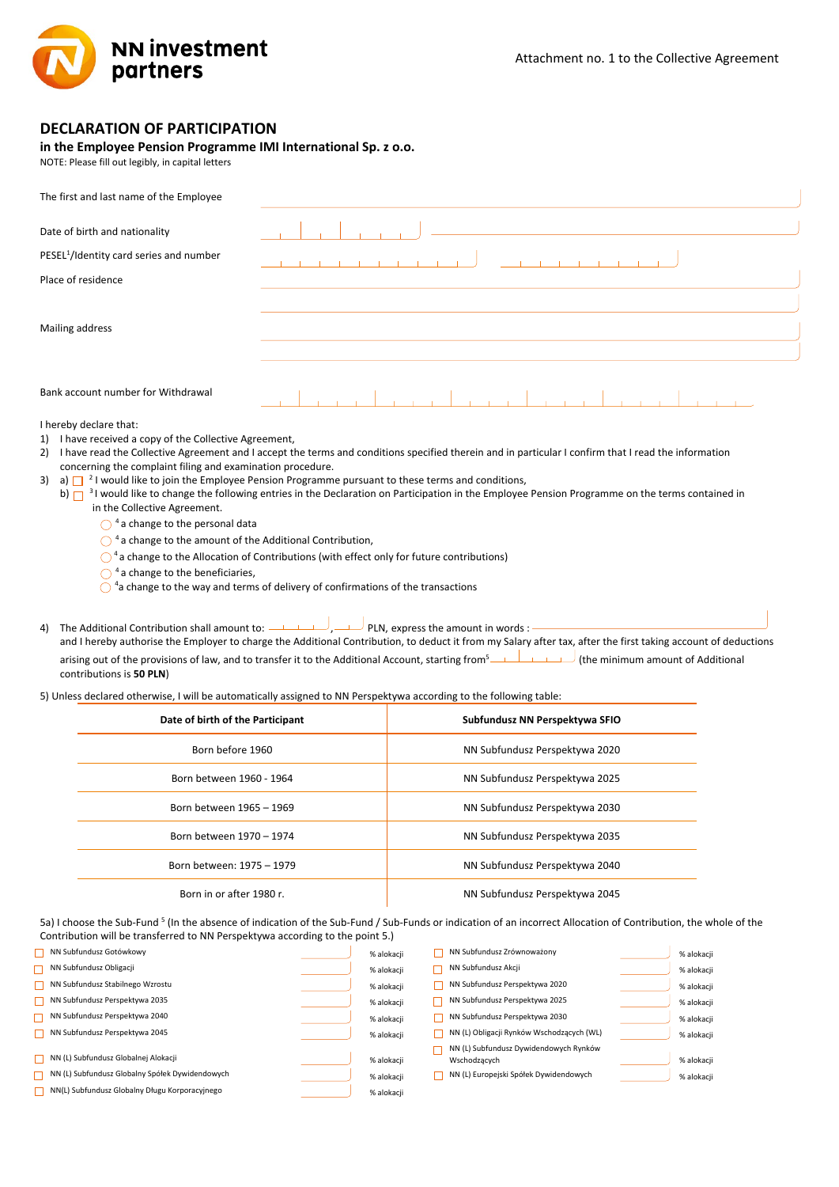NN investment partners

Attachment no. 1 to the Collective Agreement

# DECLARATION OF PARTICIPATION

## in the Employee Pension Programme IMI International Sp. z o.o.

NOTE: Please fill out legibly, in capital letters

The first and last name of the Employee

Date of birth and nationality

PESEL[1]/Identity card series and number

Place of residence

Mailing address

Bank account number for Withdrawal

I hereby declare that:

1) I have received a copy of the Collective Agreement,
2) I have read the Collective Agreement and I accept the terms and conditions specified therein and in particular I confirm that I read the information concerning the complaint filing and examination procedure.
3) a) ☐ [2] I would like to join the Employee Pension Programme pursuant to these terms and conditions,
   b) ☐ [3] I would like to change the following entries in the Declaration on Participation in the Employee Pension Programme on the terms contained in the Collective Agreement.
   - ◯ [4] a change to the personal data
   - ◯ [4] a change to the amount of the Additional Contribution,
   - ◯ [4] a change to the Allocation of Contributions (with effect only for future contributions)
   - ◯ [4] a change to the beneficiaries,
   - ◯ [4] a change to the way and terms of delivery of confirmations of the transactions
4) The Additional Contribution shall amount to: ______ , ____ PLN, express the amount in words : ______ and I hereby authorise the Employer to charge the Additional Contribution, to deduct it from my Salary after tax, after the first taking account of deductions arising out of the provisions of law, and to transfer it to the Additional Account, starting from[5] ______ (the minimum amount of Additional contributions is **50 PLN**)

5) Unless declared otherwise, I will be automatically assigned to NN Perspektywa according to the following table:

| Date of birth of the Participant | Subfundusz NN Perspektywa SFIO |
|---|---|
| Born before 1960 | NN Subfundusz Perspektywa 2020 |
| Born between 1960 - 1964 | NN Subfundusz Perspektywa 2025 |
| Born between 1965 – 1969 | NN Subfundusz Perspektywa 2030 |
| Born between 1970 – 1974 | NN Subfundusz Perspektywa 2035 |
| Born between: 1975 – 1979 | NN Subfundusz Perspektywa 2040 |
| Born in or after 1980 r. | NN Subfundusz Perspektywa 2045 |

5a) I choose the Sub-Fund [5] (In the absence of indication of the Sub-Fund / Sub-Funds or indication of an incorrect Allocation of Contribution, the whole of the Contribution will be transferred to NN Perspektywa according to the point 5.)

- ☐ NN Subfundusz Gotówkowy ______ % alokacji
- ☐ NN Subfundusz Obligacji ______ % alokacji
- ☐ NN Subfundusz Stabilnego Wzrostu ______ % alokacji
- ☐ NN Subfundusz Perspektywa 2035 ______ % alokacji
- ☐ NN Subfundusz Perspektywa 2040 ______ % alokacji
- ☐ NN Subfundusz Perspektywa 2045 ______ % alokacji
- ☐ NN (L) Subfundusz Globalnej Alokacji ______ % alokacji
- ☐ NN (L) Subfundusz Globalny Spółek Dywidendowych ______ % alokacji
- ☐ NN(L) Subfundusz Globalny Długu Korporacyjnego ______ % alokacji
- ☐ NN Subfundusz Zrównoważony ______ % alokacji
- ☐ NN Subfundusz Akcji ______ % alokacji
- ☐ NN Subfundusz Perspektywa 2020 ______ % alokacji
- ☐ NN Subfundusz Perspektywa 2025 ______ % alokacji
- ☐ NN Subfundusz Perspektywa 2030 ______ % alokacji
- ☐ NN (L) Obligacji Rynków Wschodzących (WL) ______ % alokacji
- ☐ NN (L) Subfundusz Dywidendowych Rynków Wschodzących ______ % alokacji
- ☐ NN (L) Europejski Spółek Dywidendowych ______ % alokacji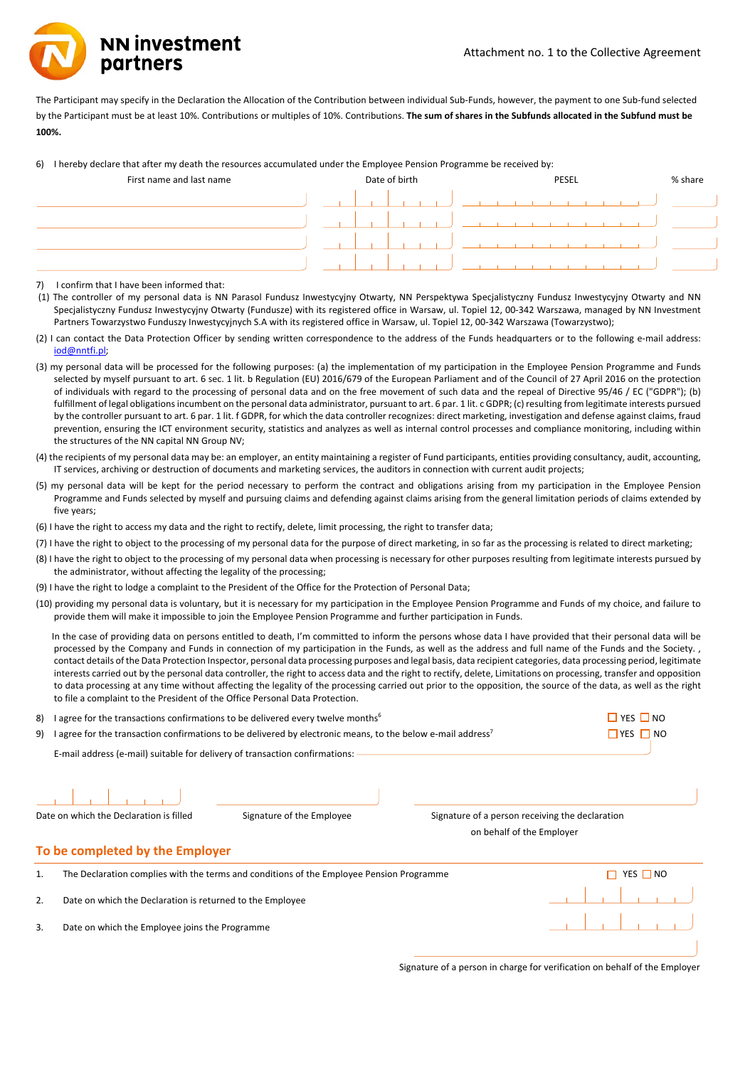The Participant may specify in the Declaration the Allocation of the Contribution between individual Sub-Funds, however, the payment to one Sub-fund selected by the Participant must be at least 10%. Contributions or multiples of 10%. Contributions. **The sum of shares in the Subfunds allocated in the Subfund must be 100%.**

6) I hereby declare that after my death the resources accumulated under the Employee Pension Programme be received by:

| First name and last name | Date of birth | PESEL | % share |
|---|---|---|---|
| | | | |
| | | | |
| | | | |
| | | | |

7) I confirm that I have been informed that:

(1) The controller of my personal data is NN Parasol Fundusz Inwestycyjny Otwarty, NN Perspektywa Specjalistyczny Fundusz Inwestycyjny Otwarty and NN Specjalistyczny Fundusz Inwestycyjny Otwarty (Fundusze) with its registered office in Warsaw, ul. Topiel 12, 00-342 Warszawa, managed by NN Investment Partners Towarzystwo Funduszy Inwestycyjnych S.A with its registered office in Warsaw, ul. Topiel 12, 00-342 Warszawa (Towarzystwo);

(2) I can contact the Data Protection Officer by sending written correspondence to the address of the Funds headquarters or to the following e-mail address: iod@nntfi.pl;

(3) my personal data will be processed for the following purposes: (a) the implementation of my participation in the Employee Pension Programme and Funds selected by myself pursuant to art. 6 sec. 1 lit. b Regulation (EU) 2016/679 of the European Parliament and of the Council of 27 April 2016 on the protection of individuals with regard to the processing of personal data and on the free movement of such data and the repeal of Directive 95/46 / EC ("GDPR"); (b) fulfillment of legal obligations incumbent on the personal data administrator, pursuant to art. 6 par. 1 lit. c GDPR; (c) resulting from legitimate interests pursued by the controller pursuant to art. 6 par. 1 lit. f GDPR, for which the data controller recognizes: direct marketing, investigation and defense against claims, fraud prevention, ensuring the ICT environment security, statistics and analyzes as well as internal control processes and compliance monitoring, including within the structures of the NN capital NN Group NV;

(4) the recipients of my personal data may be: an employer, an entity maintaining a register of Fund participants, entities providing consultancy, audit, accounting, IT services, archiving or destruction of documents and marketing services, the auditors in connection with current audit projects;

(5) my personal data will be kept for the period necessary to perform the contract and obligations arising from my participation in the Employee Pension Programme and Funds selected by myself and pursuing claims and defending against claims arising from the general limitation periods of claims extended by five years;

(6) I have the right to access my data and the right to rectify, delete, limit processing, the right to transfer data;

(7) I have the right to object to the processing of my personal data for the purpose of direct marketing, in so far as the processing is related to direct marketing;

(8) I have the right to object to the processing of my personal data when processing is necessary for other purposes resulting from legitimate interests pursued by the administrator, without affecting the legality of the processing;

(9) I have the right to lodge a complaint to the President of the Office for the Protection of Personal Data;

(10) providing my personal data is voluntary, but it is necessary for my participation in the Employee Pension Programme and Funds of my choice, and failure to provide them will make it impossible to join the Employee Pension Programme and further participation in Funds.

In the case of providing data on persons entitled to death, I'm committed to inform the persons whose data I have provided that their personal data will be processed by the Company and Funds in connection of my participation in the Funds, as well as the address and full name of the Funds and the Society. , contact details of the Data Protection Inspector, personal data processing purposes and legal basis, data recipient categories, data processing period, legitimate interests carried out by the personal data controller, the right to access data and the right to rectify, delete, Limitations on processing, transfer and opposition to data processing at any time without affecting the legality of the processing carried out prior to the opposition, the source of the data, as well as the right to file a complaint to the President of the Office Personal Data Protection.

8) I agree for the transactions confirmations to be delivered every twelve months[6] ☐ YES ☐ NO

9) I agree for the transaction confirmations to be delivered by electronic means, to the below e-mail address[7] ☐ YES ☐ NO

E-mail address (e-mail) suitable for delivery of transaction confirmations: ____________________

| Date on which the Declaration is filled | Signature of the Employee | Signature of a person receiving the declaration on behalf of the Employer |
|---|---|---|
| | | |

## To be completed by the Employer

1. The Declaration complies with the terms and conditions of the Employee Pension Programme ☐ YES ☐ NO
2. Date on which the Declaration is returned to the Employee ____________
3. Date on which the Employee joins the Programme ____________

Signature of a person in charge for verification on behalf of the Employer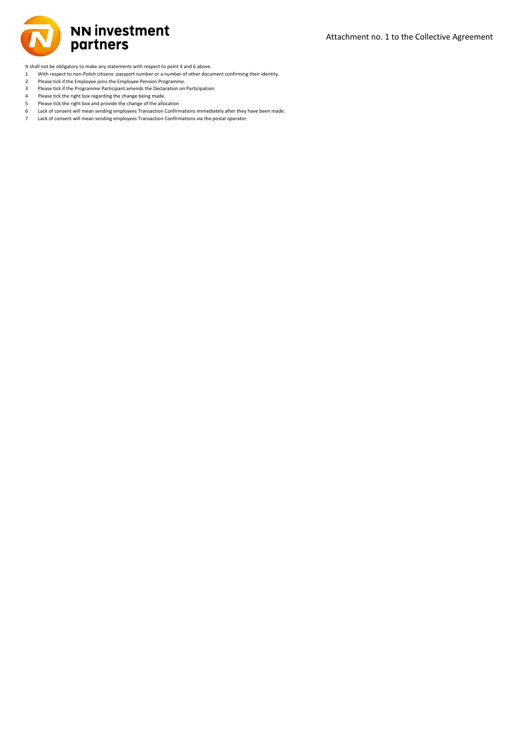It shall not be obligatory to make any statements with respect to point 4 and 6 above.

1. With respect to non-Polish citizens: passport number or a number of other document confirming their identity.
2. Please tick if the Employee joins the Employee Pension Programme.
3. Please tick if the Programme Participant amends the Declaration on Participation.
4. Please tick the right box regarding the change being made.
5. Please tick the right box and provide the change of the allocation
6. Lack of consent will mean sending employees Transaction Confirmations immediately after they have been made.
7. Lack of consent will mean sending employees Transaction Confirmations via the postal operator.